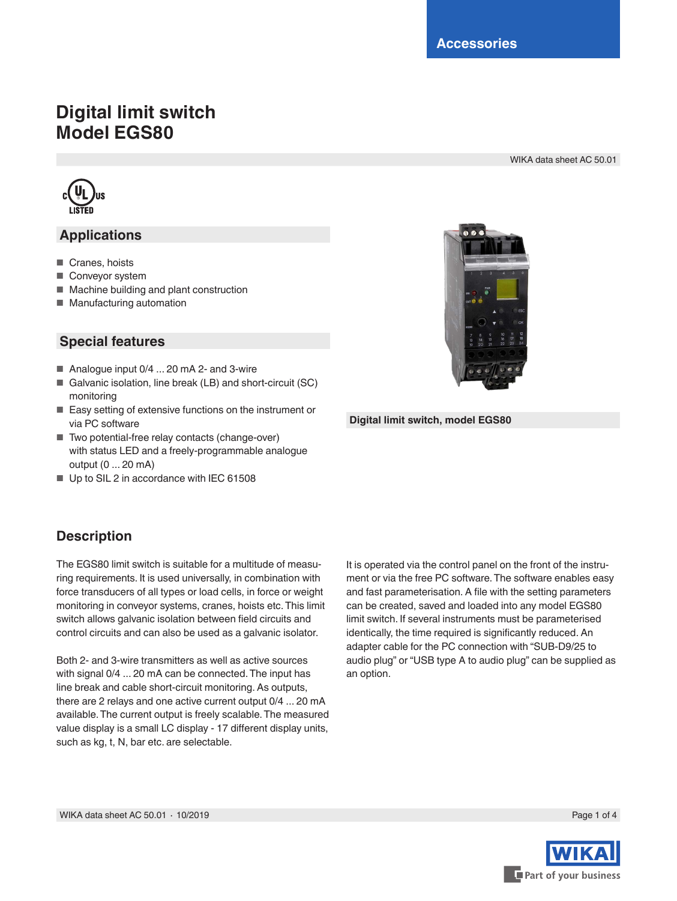Accessories

# Digital limit switch Model EGS80

WIKA data sheet AC 50.01

## Applications

- Cranes, hoists
- Conveyor system
- Machine building and plant construction
- Manufacturing automation

## Special features

- Analogue input 0/4 ... 20 mA 2- and 3-wire
- Galvanic isolation, line break (LB) and short-circuit (SC) monitoring
- Easy setting of extensive functions on the instrument or via PC software
- Two potential-free relay contacts (change-over) with status LED and a freely-programmable analogue output (0 ... 20 mA)
- Up to SIL 2 in accordance with IEC 61508

Digital limit switch, model EGS80

## Description

The EGS80 limit switch is suitable for a multitude of measuring requirements. It is used universally, in combination with force transducers of all types or load cells, in force or weight monitoring in conveyor systems, cranes, hoists etc. This limit switch allows galvanic isolation between field circuits and control circuits and can also be used as a galvanic isolator.

Both 2- and 3-wire transmitters as well as active sources with signal 0/4 ... 20 mA can be connected. The input has line break and cable short-circuit monitoring. As outputs, there are 2 relays and one active current output 0/4 ... 20 mA available. The current output is freely scalable. The measured value display is a small LC display - 17 different display units, such as kg, t, N, bar etc. are selectable.

It is operated via the control panel on the front of the instrument or via the free PC software. The software enables easy and fast parameterisation. A file with the setting parameters can be created, saved and loaded into any model EGS80 limit switch. If several instruments must be parameterised identically, the time required is significantly reduced. An adapter cable for the PC connection with "SUB-D9/25 to audio plug" or "USB type A to audio plug" can be supplied as an option.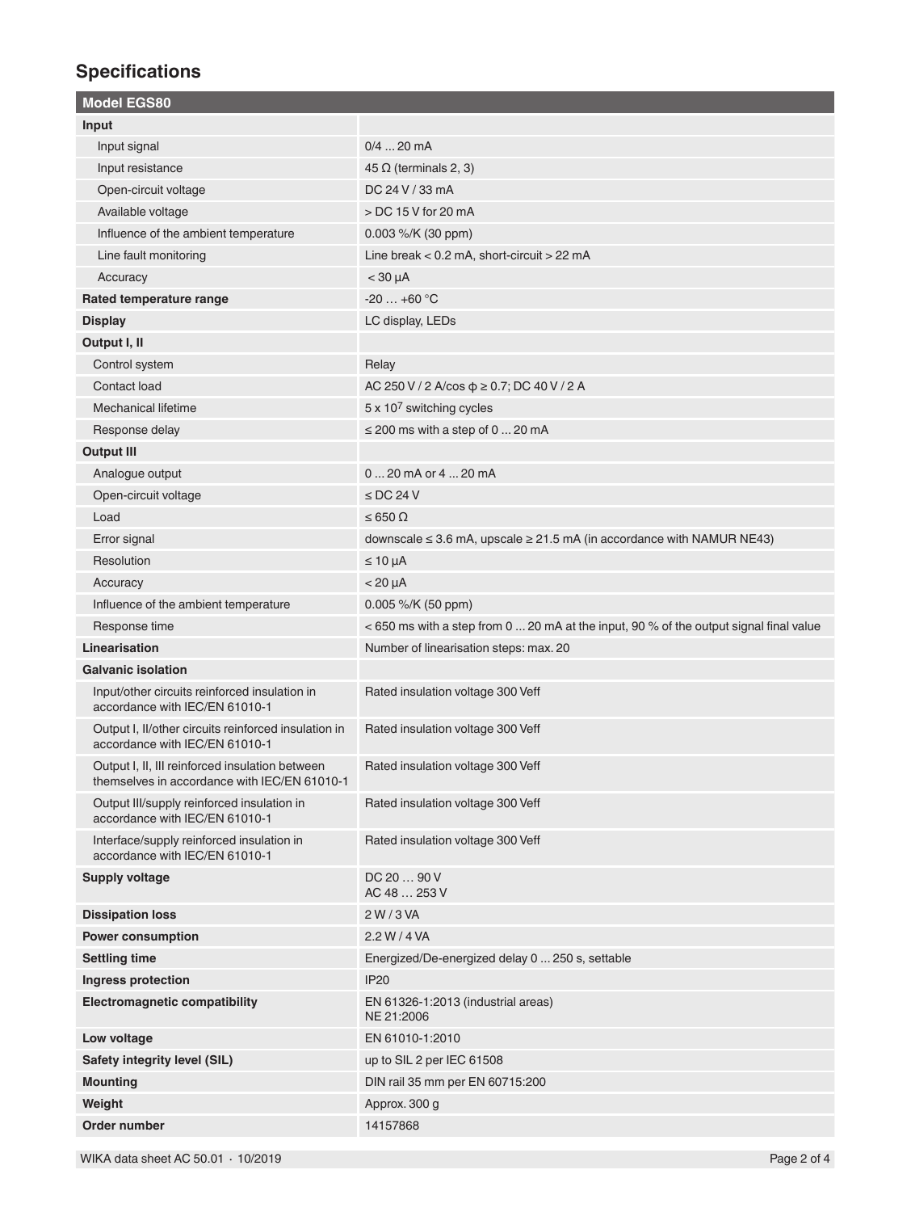## Specifications

| Model EGS80 | |
|---|---|
| **Input** | |
| Input signal | 0/4 ... 20 mA |
| Input resistance | 45 Ω (terminals 2, 3) |
| Open-circuit voltage | DC 24 V / 33 mA |
| Available voltage | > DC 15 V for 20 mA |
| Influence of the ambient temperature | 0.003 %/K (30 ppm) |
| Line fault monitoring | Line break < 0.2 mA, short-circuit > 22 mA |
| Accuracy | < 30 µA |
| **Rated temperature range** | -20 … +60 °C |
| **Display** | LC display, LEDs |
| **Output I, II** | |
| Control system | Relay |
| Contact load | AC 250 V / 2 A/cos ϕ ≥ 0.7; DC 40 V / 2 A |
| Mechanical lifetime | 5 x $10^7$ switching cycles |
| Response delay | ≤ 200 ms with a step of 0 ... 20 mA |
| **Output III** | |
| Analogue output | 0 ... 20 mA or 4 ... 20 mA |
| Open-circuit voltage | ≤ DC 24 V |
| Load | ≤ 650 Ω |
| Error signal | downscale ≤ 3.6 mA, upscale ≥ 21.5 mA (in accordance with NAMUR NE43) |
| Resolution | ≤ 10 µA |
| Accuracy | < 20 µA |
| Influence of the ambient temperature | 0.005 %/K (50 ppm) |
| Response time | < 650 ms with a step from 0 ... 20 mA at the input, 90 % of the output signal final value |
| **Linearisation** | Number of linearisation steps: max. 20 |
| **Galvanic isolation** | |
| Input/other circuits reinforced insulation in accordance with IEC/EN 61010-1 | Rated insulation voltage 300 Veff |
| Output I, II/other circuits reinforced insulation in accordance with IEC/EN 61010-1 | Rated insulation voltage 300 Veff |
| Output I, II, III reinforced insulation between themselves in accordance with IEC/EN 61010-1 | Rated insulation voltage 300 Veff |
| Output III/supply reinforced insulation in accordance with IEC/EN 61010-1 | Rated insulation voltage 300 Veff |
| Interface/supply reinforced insulation in accordance with IEC/EN 61010-1 | Rated insulation voltage 300 Veff |
| **Supply voltage** | DC 20 … 90 V<br>AC 48 … 253 V |
| **Dissipation loss** | 2 W / 3 VA |
| **Power consumption** | 2.2 W / 4 VA |
| **Settling time** | Energized/De-energized delay 0 ... 250 s, settable |
| **Ingress protection** | IP20 |
| **Electromagnetic compatibility** | EN 61326-1:2013 (industrial areas)<br>NE 21:2006 |
| **Low voltage** | EN 61010-1:2010 |
| **Safety integrity level (SIL)** | up to SIL 2 per IEC 61508 |
| **Mounting** | DIN rail 35 mm per EN 60715:200 |
| **Weight** | Approx. 300 g |
| **Order number** | 14157868 |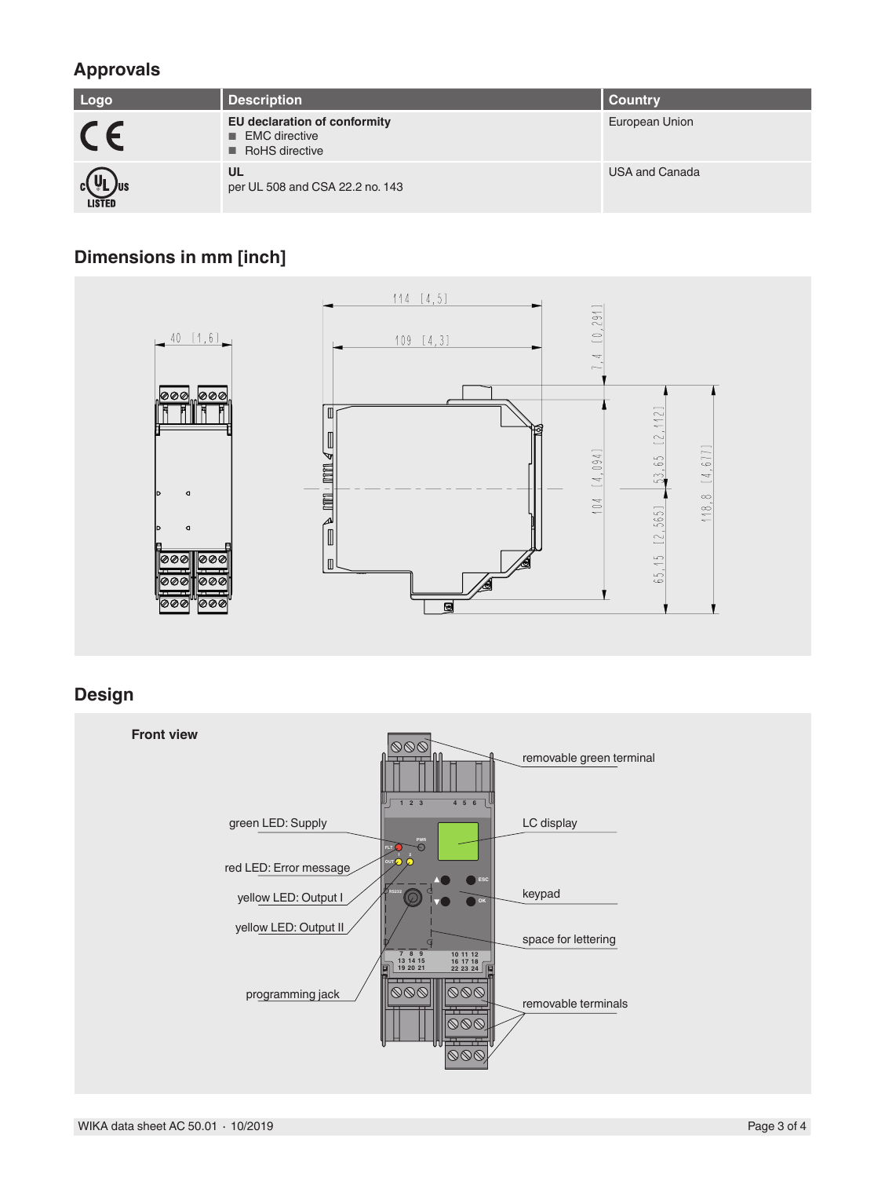## Approvals

| Logo | Description | Country |
|---|---|---|
| CE | **EU declaration of conformity**<br>■ EMC directive<br>■ RoHS directive | European Union |
| c UL us LISTED | **UL**<br>per UL 508 and CSA 22.2 no. 143 | USA and Canada |

## Dimensions in mm [inch]

40 [1,6]

114 [4,5]

109 [4,3]

7,4 [0,291]

104 [4,094]

53,65 [2,112]

65,15 [2,565]

118,8 [4,677]

## Design

**Front view**

- removable green terminal
- green LED: Supply
- LC display
- red LED: Error message
- yellow LED: Output I
- keypad
- yellow LED: Output II
- space for lettering
- programming jack
- removable terminals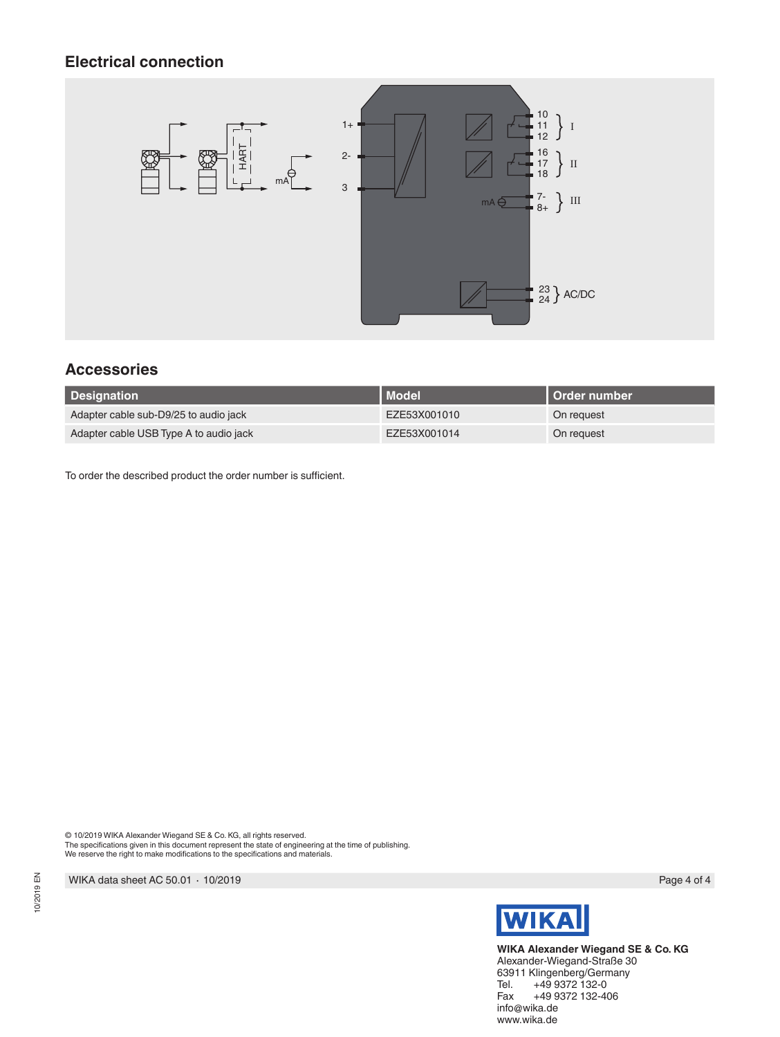## Electrical connection

1+
2-
3
mA
HART
10
11
12
I
16
17
18
II
mA
7-
8+
III
23
24
AC/DC

## Accessories

| Designation | Model | Order number |
|---|---|---|
| Adapter cable sub-D9/25 to audio jack | EZE53X001010 | On request |
| Adapter cable USB Type A to audio jack | EZE53X001014 | On request |

To order the described product the order number is sufficient.

© 10/2019 WIKA Alexander Wiegand SE & Co. KG, all rights reserved.
The specifications given in this document represent the state of engineering at the time of publishing.
We reserve the right to make modifications to the specifications and materials.

**WIKA Alexander Wiegand SE & Co. KG**
Alexander-Wiegand-Straße 30
63911 Klingenberg/Germany
Tel. +49 9372 132-0
Fax +49 9372 132-406
info@wika.de
www.wika.de